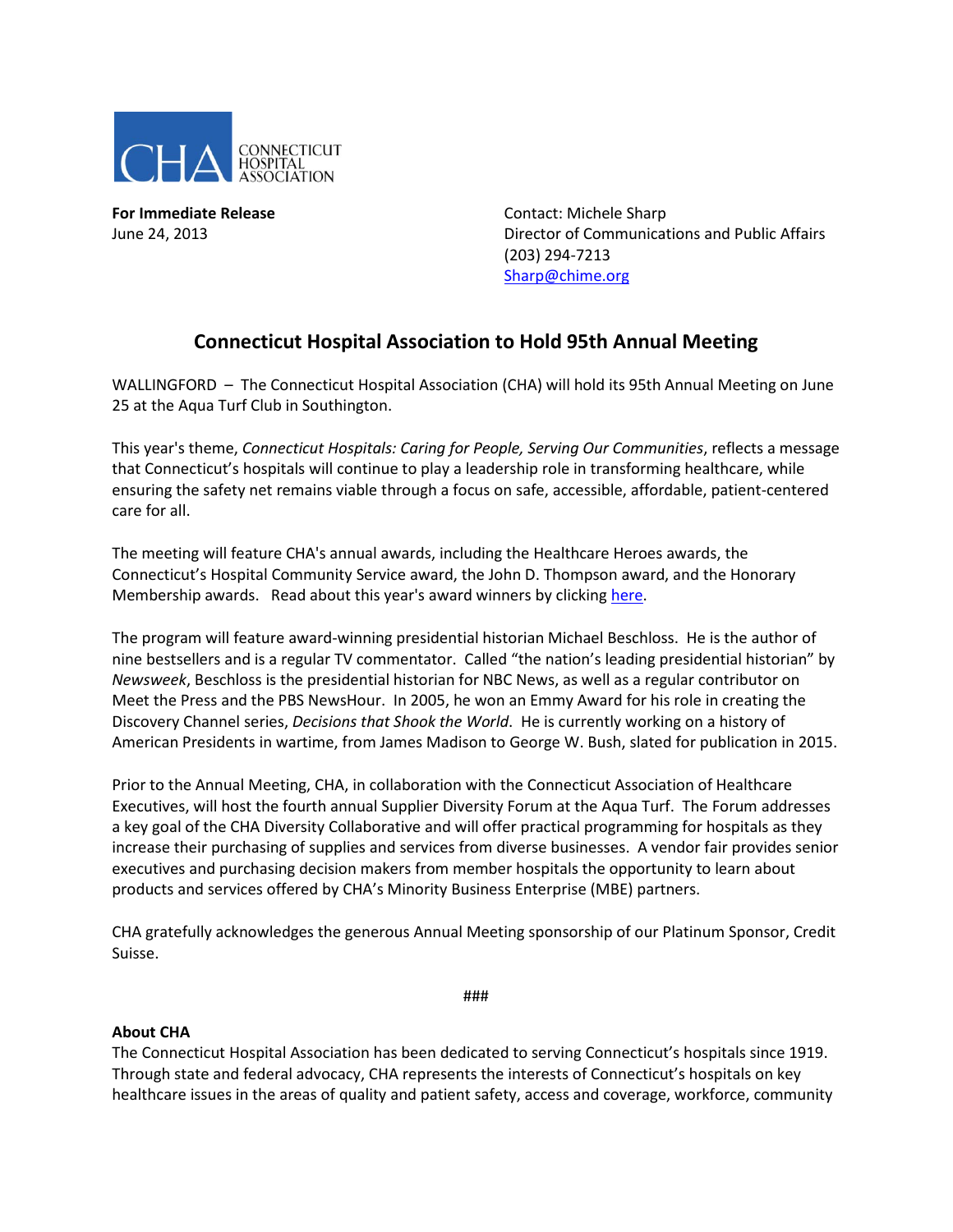CONNECTICUT HOSPITAL ASSOCIATION

**For Immediate Release**
June 24, 2013

Contact: Michele Sharp
Director of Communications and Public Affairs
(203) 294-7213
Sharp@chime.org

## Connecticut Hospital Association to Hold 95th Annual Meeting

WALLINGFORD – The Connecticut Hospital Association (CHA) will hold its 95th Annual Meeting on June 25 at the Aqua Turf Club in Southington.

This year's theme, *Connecticut Hospitals: Caring for People, Serving Our Communities*, reflects a message that Connecticut's hospitals will continue to play a leadership role in transforming healthcare, while ensuring the safety net remains viable through a focus on safe, accessible, affordable, patient-centered care for all.

The meeting will feature CHA's annual awards, including the Healthcare Heroes awards, the Connecticut's Hospital Community Service award, the John D. Thompson award, and the Honorary Membership awards. Read about this year's award winners by clicking here.

The program will feature award-winning presidential historian Michael Beschloss. He is the author of nine bestsellers and is a regular TV commentator. Called "the nation's leading presidential historian" by *Newsweek*, Beschloss is the presidential historian for NBC News, as well as a regular contributor on Meet the Press and the PBS NewsHour. In 2005, he won an Emmy Award for his role in creating the Discovery Channel series, *Decisions that Shook the World*. He is currently working on a history of American Presidents in wartime, from James Madison to George W. Bush, slated for publication in 2015.

Prior to the Annual Meeting, CHA, in collaboration with the Connecticut Association of Healthcare Executives, will host the fourth annual Supplier Diversity Forum at the Aqua Turf. The Forum addresses a key goal of the CHA Diversity Collaborative and will offer practical programming for hospitals as they increase their purchasing of supplies and services from diverse businesses. A vendor fair provides senior executives and purchasing decision makers from member hospitals the opportunity to learn about products and services offered by CHA's Minority Business Enterprise (MBE) partners.

CHA gratefully acknowledges the generous Annual Meeting sponsorship of our Platinum Sponsor, Credit Suisse.

###

**About CHA**
The Connecticut Hospital Association has been dedicated to serving Connecticut's hospitals since 1919. Through state and federal advocacy, CHA represents the interests of Connecticut's hospitals on key healthcare issues in the areas of quality and patient safety, access and coverage, workforce, community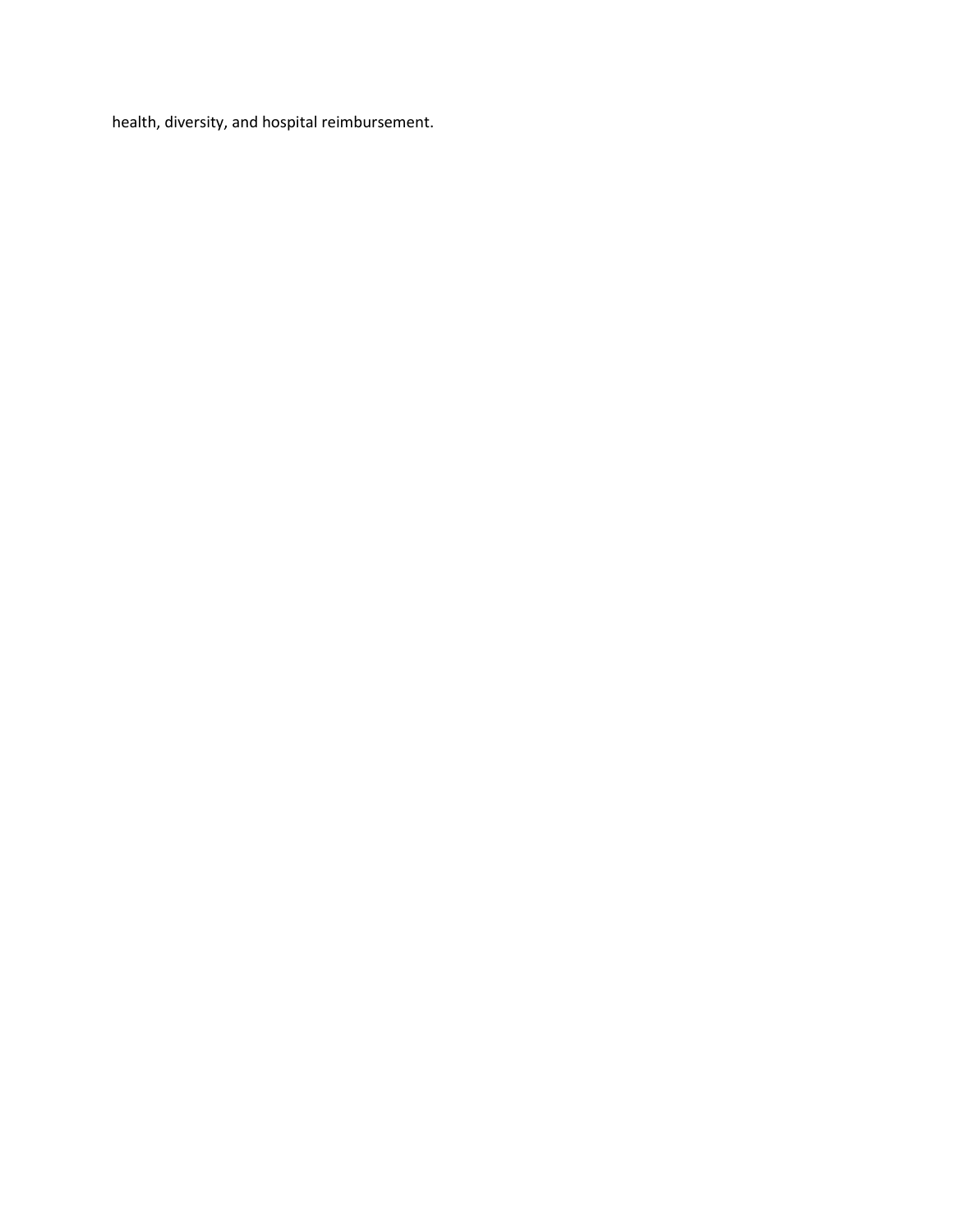health, diversity, and hospital reimbursement.